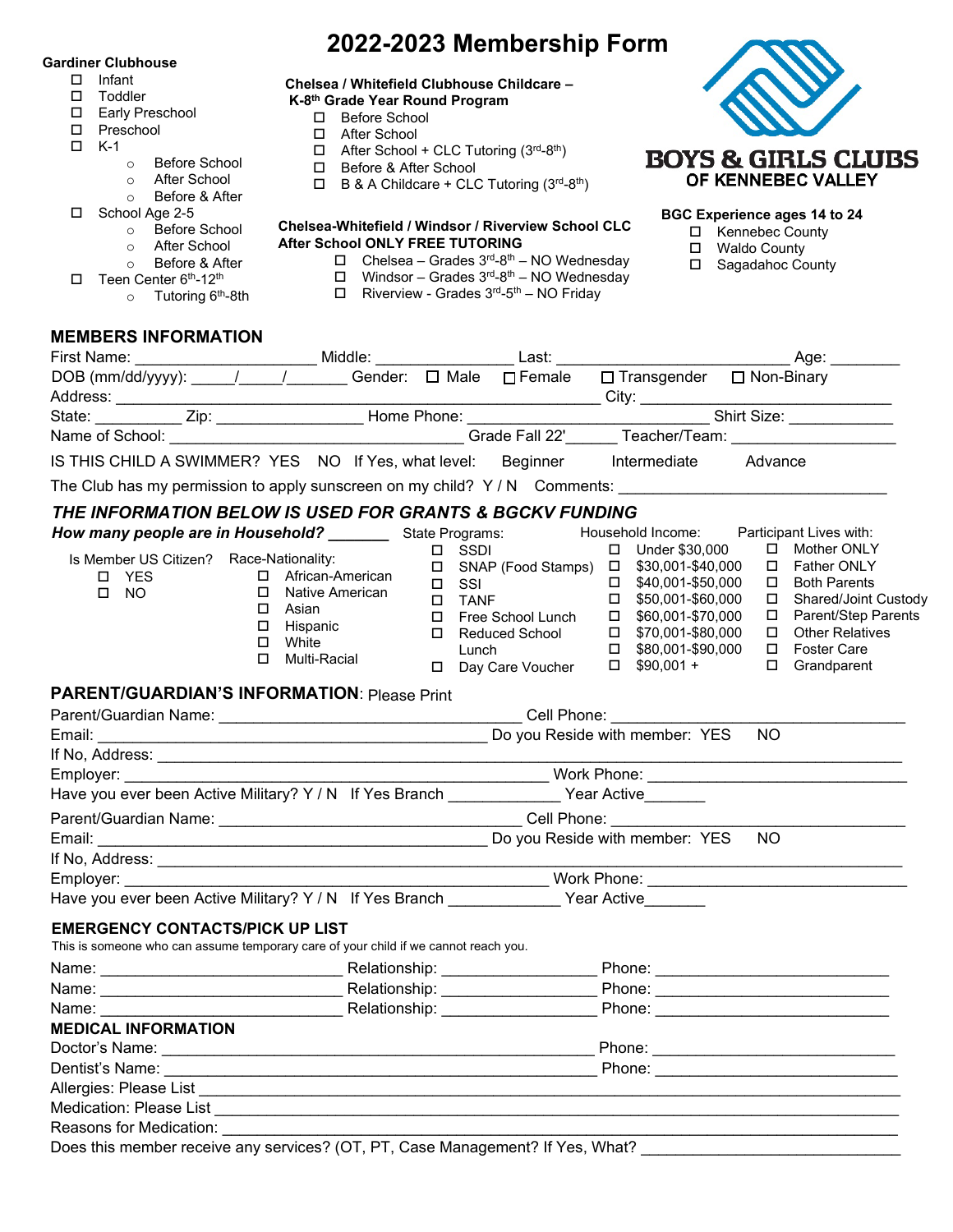# 2022-2023 Membership Form

**Gardiner Clubhouse**

- ☐ Infant
- ☐ Toddler
- ☐ Early Preschool
- ☐ Preschool
- ☐ K-1
  - ○ Before School
  - ○ After School
  - ○ Before & After
- ☐ School Age 2-5
  - ○ Before School
  - ○ After School
  - ○ Before & After
- ☐ Teen Center 6th-12th
  - ○ Tutoring 6th-8th

**Chelsea / Whitefield Clubhouse Childcare – K-8th Grade Year Round Program**

- ☐ Before School
- ☐ After School
- ☐ After School + CLC Tutoring (3rd-8th)
- ☐ Before & After School
- ☐ B & A Childcare + CLC Tutoring (3rd-8th)

**Chelsea-Whitefield / Windsor / Riverview School CLC After School ONLY FREE TUTORING**

- ☐ Chelsea – Grades 3rd-8th – NO Wednesday
- ☐ Windsor – Grades 3rd-8th – NO Wednesday
- ☐ Riverview - Grades 3rd-5th – NO Friday

BOYS & GIRLS CLUBS OF KENNEBEC VALLEY

**BGC Experience ages 14 to 24**

- ☐ Kennebec County
- ☐ Waldo County
- ☐ Sagadahoc County

## MEMBERS INFORMATION

First Name: ____________________ Middle: _______________ Last: _________________________ Age: ________

DOB (mm/dd/yyyy): _____/_____/_______ Gender: ☐ Male ☐ Female ☐ Transgender ☐ Non-Binary

Address: ______________________________________________________ City: ____________________________

State: __________ Zip: ________________ Home Phone: _____________________ Shirt Size: ____________

Name of School: _______________________________ Grade Fall 22'______ Teacher/Team: __________________

IS THIS CHILD A SWIMMER? YES NO If Yes, what level: Beginner Intermediate Advance

The Club has my permission to apply sunscreen on my child? Y / N Comments: ____________________________

## *THE INFORMATION BELOW IS USED FOR GRANTS & BGCKV FUNDING*

***How many people are in Household?*** _______

Is Member US Citizen?
- ☐ YES
- ☐ NO

Race-Nationality:
- ☐ African-American
- ☐ Native American
- ☐ Asian
- ☐ Hispanic
- ☐ White
- ☐ Multi-Racial

State Programs:
- ☐ SSDI
- ☐ SNAP (Food Stamps)
- ☐ SSI
- ☐ TANF
- ☐ Free School Lunch
- ☐ Reduced School Lunch
- ☐ Day Care Voucher

Household Income:
- ☐ Under $30,000
- ☐ $30,001-$40,000
- ☐ $40,001-$50,000
- ☐ $50,001-$60,000
- ☐ $60,001-$70,000
- ☐ $70,001-$80,000
- ☐ $80,001-$90,000
- ☐ $90,001 +

Participant Lives with:
- ☐ Mother ONLY
- ☐ Father ONLY
- ☐ Both Parents
- ☐ Shared/Joint Custody
- ☐ Parent/Step Parents
- ☐ Other Relatives
- ☐ Foster Care
- ☐ Grandparent

## PARENT/GUARDIAN'S INFORMATION: Please Print

Parent/Guardian Name: _________________________________ Cell Phone: _______________________________

Email: ___________________________________________ Do you Reside with member: YES NO

If No, Address: _________________________________________________________________________________

Employer: _______________________________________________ Work Phone: ____________________________

Have you ever been Active Military? Y / N If Yes Branch ____________ Year Active_______

Parent/Guardian Name: _________________________________ Cell Phone: _______________________________

Email: ___________________________________________ Do you Reside with member: YES NO

If No, Address: _________________________________________________________________________________

Employer: _______________________________________________ Work Phone: ____________________________

Have you ever been Active Military? Y / N If Yes Branch ____________ Year Active_______

## EMERGENCY CONTACTS/PICK UP LIST

This is someone who can assume temporary care of your child if we cannot reach you.

Name: ___________________________ Relationship: _________________ Phone: _________________________

Name: ___________________________ Relationship: _________________ Phone: _________________________

Name: ___________________________ Relationship: _________________ Phone: _________________________

## MEDICAL INFORMATION

Doctor's Name: _________________________________________________ Phone: ___________________________

Dentist's Name: ________________________________________________ Phone: ___________________________

Allergies: Please List __________________________________________________________________________

Medication: Please List _________________________________________________________________________

Reasons for Medication: _________________________________________________________________________

Does this member receive any services? (OT, PT, Case Management? If Yes, What? ____________________________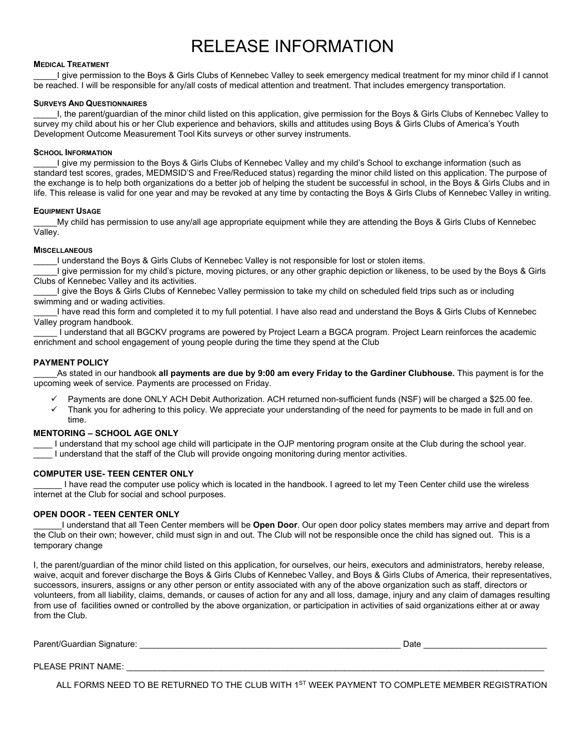# RELEASE INFORMATION

**MEDICAL TREATMENT**

_____I give permission to the Boys & Girls Clubs of Kennebec Valley to seek emergency medical treatment for my minor child if I cannot be reached. I will be responsible for any/all costs of medical attention and treatment. That includes emergency transportation.

**SURVEYS AND QUESTIONNAIRES**

_____I, the parent/guardian of the minor child listed on this application, give permission for the Boys & Girls Clubs of Kennebec Valley to survey my child about his or her Club experience and behaviors, skills and attitudes using Boys & Girls Clubs of America's Youth Development Outcome Measurement Tool Kits surveys or other survey instruments.

**SCHOOL INFORMATION**

_____I give my permission to the Boys & Girls Clubs of Kennebec Valley and my child's School to exchange information (such as standard test scores, grades, MEDMSID'S and Free/Reduced status) regarding the minor child listed on this application. The purpose of the exchange is to help both organizations do a better job of helping the student be successful in school, in the Boys & Girls Clubs and in life. This release is valid for one year and may be revoked at any time by contacting the Boys & Girls Clubs of Kennebec Valley in writing.

**EQUIPMENT USAGE**

_____My child has permission to use any/all age appropriate equipment while they are attending the Boys & Girls Clubs of Kennebec Valley.

**MISCELLANEOUS**

_____I understand the Boys & Girls Clubs of Kennebec Valley is not responsible for lost or stolen items.

_____I give permission for my child's picture, moving pictures, or any other graphic depiction or likeness, to be used by the Boys & Girls Clubs of Kennebec Valley and its activities.

_____I give the Boys & Girls Clubs of Kennebec Valley permission to take my child on scheduled field trips such as or including swimming and or wading activities.

_____I have read this form and completed it to my full potential. I have also read and understand the Boys & Girls Clubs of Kennebec Valley program handbook.

_____ I understand that all BGCKV programs are powered by Project Learn a BGCA program. Project Learn reinforces the academic enrichment and school engagement of young people during the time they spend at the Club

**PAYMENT POLICY**

_____As stated in our handbook **all payments are due by 9:00 am every Friday to the Gardiner Clubhouse.** This payment is for the upcoming week of service. Payments are processed on Friday.

- ✓ Payments are done ONLY ACH Debit Authorization. ACH returned non-sufficient funds (NSF) will be charged a $25.00 fee.
- ✓ Thank you for adhering to this policy. We appreciate your understanding of the need for payments to be made in full and on time.

**MENTORING – SCHOOL AGE ONLY**

____ I understand that my school age child will participate in the OJP mentoring program onsite at the Club during the school year.

____ I understand that the staff of the Club will provide ongoing monitoring during mentor activities.

**COMPUTER USE- TEEN CENTER ONLY**

______ I have read the computer use policy which is located in the handbook. I agreed to let my Teen Center child use the wireless internet at the Club for social and school purposes.

**OPEN DOOR - TEEN CENTER ONLY**

______I understand that all Teen Center members will be **Open Door**. Our open door policy states members may arrive and depart from the Club on their own; however, child must sign in and out. The Club will not be responsible once the child has signed out. This is a temporary change

I, the parent/guardian of the minor child listed on this application, for ourselves, our heirs, executors and administrators, hereby release, waive, acquit and forever discharge the Boys & Girls Clubs of Kennebec Valley, and Boys & Girls Clubs of America, their representatives, successors, insurers, assigns or any other person or entity associated with any of the above organization such as staff, directors or volunteers, from all liability, claims, demands, or causes of action for any and all loss, damage, injury and any claim of damages resulting from use of facilities owned or controlled by the above organization, or participation in activities of said organizations either at or away from the Club.

Parent/Guardian Signature: ________________________________________________________ Date __________________________

PLEASE PRINT NAME: ______________________________________________________________________________________________

ALL FORMS NEED TO BE RETURNED TO THE CLUB WITH 1ST WEEK PAYMENT TO COMPLETE MEMBER REGISTRATION